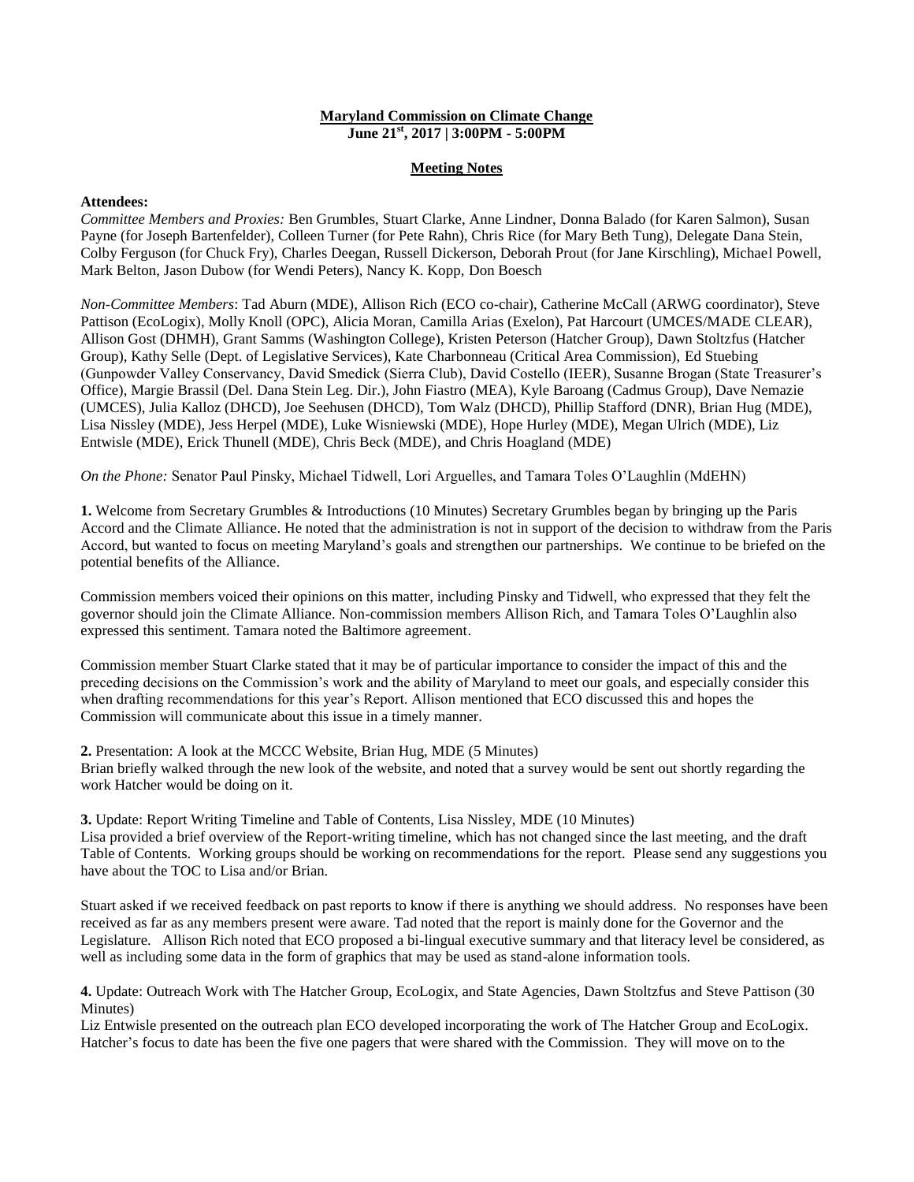**Maryland Commission on Climate Change**

**June 21st, 2017 | 3:00PM - 5:00PM**

**Meeting Notes**

**Attendees:**

*Committee Members and Proxies:* Ben Grumbles, Stuart Clarke, Anne Lindner, Donna Balado (for Karen Salmon), Susan Payne (for Joseph Bartenfelder), Colleen Turner (for Pete Rahn), Chris Rice (for Mary Beth Tung), Delegate Dana Stein, Colby Ferguson (for Chuck Fry), Charles Deegan, Russell Dickerson, Deborah Prout (for Jane Kirschling), Michael Powell, Mark Belton, Jason Dubow (for Wendi Peters), Nancy K. Kopp, Don Boesch

*Non-Committee Members*: Tad Aburn (MDE), Allison Rich (ECO co-chair), Catherine McCall (ARWG coordinator), Steve Pattison (EcoLogix), Molly Knoll (OPC), Alicia Moran, Camilla Arias (Exelon), Pat Harcourt (UMCES/MADE CLEAR), Allison Gost (DHMH), Grant Samms (Washington College), Kristen Peterson (Hatcher Group), Dawn Stoltzfus (Hatcher Group), Kathy Selle (Dept. of Legislative Services), Kate Charbonneau (Critical Area Commission), Ed Stuebing (Gunpowder Valley Conservancy, David Smedick (Sierra Club), David Costello (IEER), Susanne Brogan (State Treasurer's Office), Margie Brassil (Del. Dana Stein Leg. Dir.), John Fiastro (MEA), Kyle Baroang (Cadmus Group), Dave Nemazie (UMCES), Julia Kalloz (DHCD), Joe Seehusen (DHCD), Tom Walz (DHCD), Phillip Stafford (DNR), Brian Hug (MDE), Lisa Nissley (MDE), Jess Herpel (MDE), Luke Wisniewski (MDE), Hope Hurley (MDE), Megan Ulrich (MDE), Liz Entwisle (MDE), Erick Thunell (MDE), Chris Beck (MDE), and Chris Hoagland (MDE)

*On the Phone:* Senator Paul Pinsky, Michael Tidwell, Lori Arguelles, and Tamara Toles O'Laughlin (MdEHN)

**1.** Welcome from Secretary Grumbles & Introductions (10 Minutes) Secretary Grumbles began by bringing up the Paris Accord and the Climate Alliance. He noted that the administration is not in support of the decision to withdraw from the Paris Accord, but wanted to focus on meeting Maryland's goals and strengthen our partnerships. We continue to be briefed on the potential benefits of the Alliance.

Commission members voiced their opinions on this matter, including Pinsky and Tidwell, who expressed that they felt the governor should join the Climate Alliance. Non-commission members Allison Rich, and Tamara Toles O'Laughlin also expressed this sentiment. Tamara noted the Baltimore agreement.

Commission member Stuart Clarke stated that it may be of particular importance to consider the impact of this and the preceding decisions on the Commission's work and the ability of Maryland to meet our goals, and especially consider this when drafting recommendations for this year's Report. Allison mentioned that ECO discussed this and hopes the Commission will communicate about this issue in a timely manner.

**2.** Presentation: A look at the MCCC Website, Brian Hug, MDE (5 Minutes)

Brian briefly walked through the new look of the website, and noted that a survey would be sent out shortly regarding the work Hatcher would be doing on it.

**3.** Update: Report Writing Timeline and Table of Contents, Lisa Nissley, MDE (10 Minutes)

Lisa provided a brief overview of the Report-writing timeline, which has not changed since the last meeting, and the draft Table of Contents. Working groups should be working on recommendations for the report. Please send any suggestions you have about the TOC to Lisa and/or Brian.

Stuart asked if we received feedback on past reports to know if there is anything we should address. No responses have been received as far as any members present were aware. Tad noted that the report is mainly done for the Governor and the Legislature. Allison Rich noted that ECO proposed a bi-lingual executive summary and that literacy level be considered, as well as including some data in the form of graphics that may be used as stand-alone information tools.

**4.** Update: Outreach Work with The Hatcher Group, EcoLogix, and State Agencies, Dawn Stoltzfus and Steve Pattison (30 Minutes)

Liz Entwisle presented on the outreach plan ECO developed incorporating the work of The Hatcher Group and EcoLogix. Hatcher's focus to date has been the five one pagers that were shared with the Commission. They will move on to the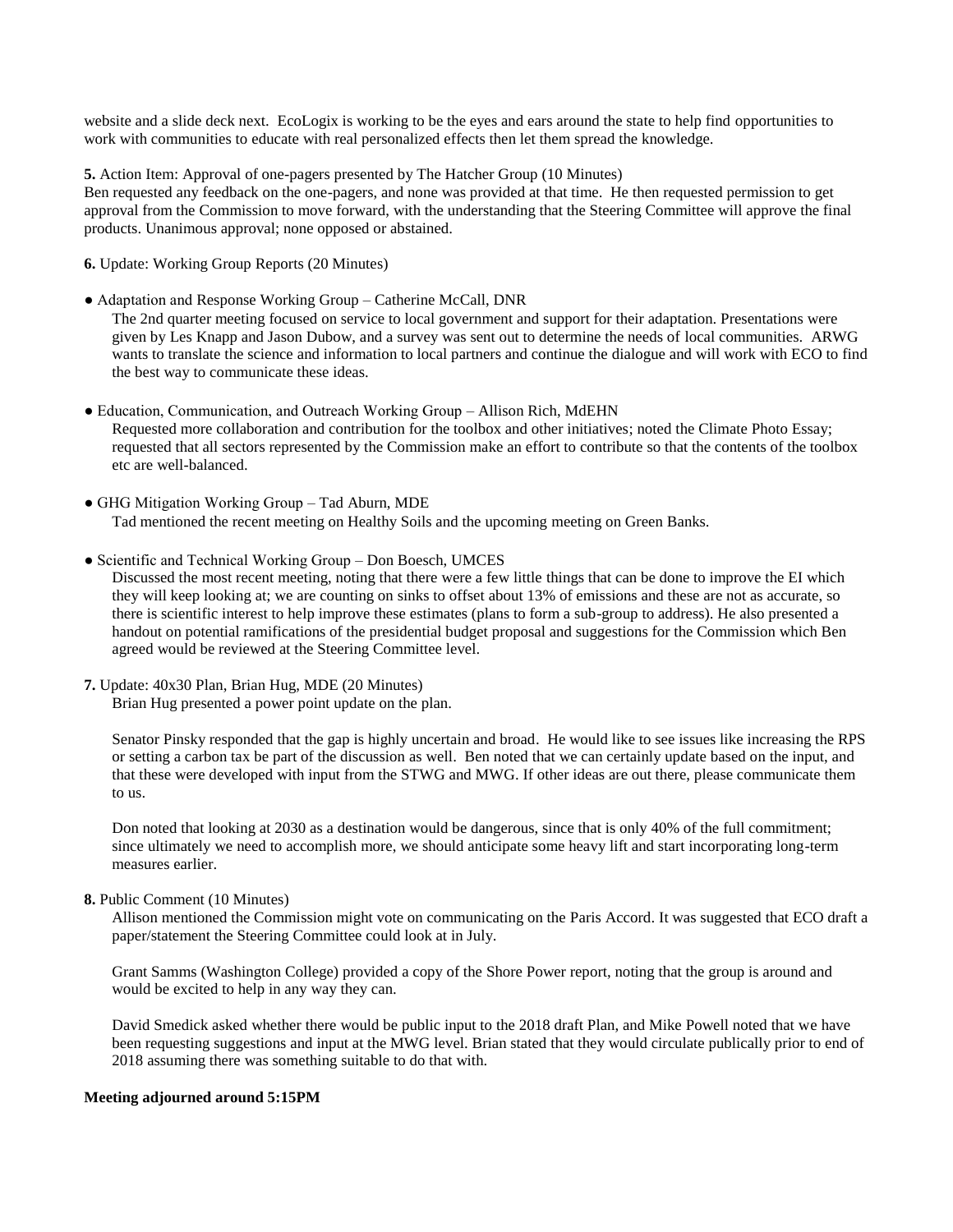website and a slide deck next. EcoLogix is working to be the eyes and ears around the state to help find opportunities to work with communities to educate with real personalized effects then let them spread the knowledge.

**5.** Action Item: Approval of one-pagers presented by The Hatcher Group (10 Minutes)
Ben requested any feedback on the one-pagers, and none was provided at that time. He then requested permission to get approval from the Commission to move forward, with the understanding that the Steering Committee will approve the final products. Unanimous approval; none opposed or abstained.

**6.** Update: Working Group Reports (20 Minutes)

- Adaptation and Response Working Group – Catherine McCall, DNR
  The 2nd quarter meeting focused on service to local government and support for their adaptation. Presentations were given by Les Knapp and Jason Dubow, and a survey was sent out to determine the needs of local communities. ARWG wants to translate the science and information to local partners and continue the dialogue and will work with ECO to find the best way to communicate these ideas.

- Education, Communication, and Outreach Working Group – Allison Rich, MdEHN
  Requested more collaboration and contribution for the toolbox and other initiatives; noted the Climate Photo Essay; requested that all sectors represented by the Commission make an effort to contribute so that the contents of the toolbox etc are well-balanced.

- GHG Mitigation Working Group – Tad Aburn, MDE
  Tad mentioned the recent meeting on Healthy Soils and the upcoming meeting on Green Banks.

- Scientific and Technical Working Group – Don Boesch, UMCES
  Discussed the most recent meeting, noting that there were a few little things that can be done to improve the EI which they will keep looking at; we are counting on sinks to offset about 13% of emissions and these are not as accurate, so there is scientific interest to help improve these estimates (plans to form a sub-group to address). He also presented a handout on potential ramifications of the presidential budget proposal and suggestions for the Commission which Ben agreed would be reviewed at the Steering Committee level.

**7.** Update: 40x30 Plan, Brian Hug, MDE (20 Minutes)
Brian Hug presented a power point update on the plan.

Senator Pinsky responded that the gap is highly uncertain and broad. He would like to see issues like increasing the RPS or setting a carbon tax be part of the discussion as well. Ben noted that we can certainly update based on the input, and that these were developed with input from the STWG and MWG. If other ideas are out there, please communicate them to us.

Don noted that looking at 2030 as a destination would be dangerous, since that is only 40% of the full commitment; since ultimately we need to accomplish more, we should anticipate some heavy lift and start incorporating long-term measures earlier.

**8.** Public Comment (10 Minutes)
Allison mentioned the Commission might vote on communicating on the Paris Accord. It was suggested that ECO draft a paper/statement the Steering Committee could look at in July.

Grant Samms (Washington College) provided a copy of the Shore Power report, noting that the group is around and would be excited to help in any way they can.

David Smedick asked whether there would be public input to the 2018 draft Plan, and Mike Powell noted that we have been requesting suggestions and input at the MWG level. Brian stated that they would circulate publically prior to end of 2018 assuming there was something suitable to do that with.

**Meeting adjourned around 5:15PM**